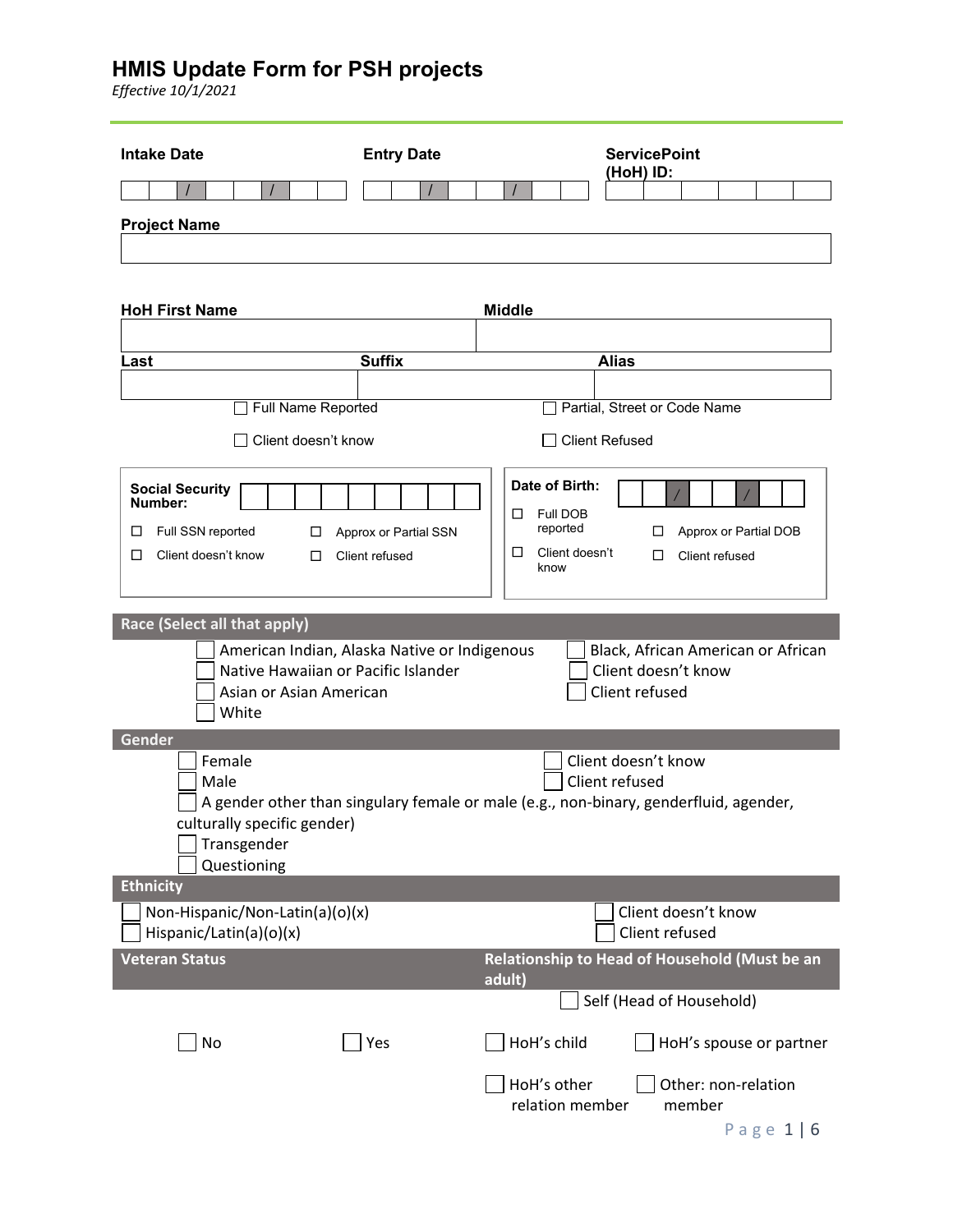# HMIS Update Form for PSH projects

*Effective 10/1/2021*

**Intake Date** ___ / ___ / ___

**Entry Date** ___ / ___ / ___

**ServicePoint (HoH) ID:**

**Project Name**

**HoH First Name**

**Middle**

**Last**

**Suffix**

**Alias**

☐ Full Name Reported ☐ Partial, Street or Code Name

☐ Client doesn't know ☐ Client Refused

**Social Security Number:**

☐ Full SSN reported ☐ Approx or Partial SSN

☐ Client doesn't know ☐ Client refused

**Date of Birth:** ___ / ___ / ___

☐ Full DOB reported ☐ Approx or Partial DOB

☐ Client doesn't know ☐ Client refused

## Race (Select all that apply)

☐ American Indian, Alaska Native or Indigenous

☐ Native Hawaiian or Pacific Islander

☐ Asian or Asian American

☐ White

☐ Black, African American or African

☐ Client doesn't know

☐ Client refused

## Gender

☐ Female

☐ Male

☐ A gender other than singulary female or male (e.g., non-binary, genderfluid, agender, culturally specific gender)

☐ Transgender

☐ Questioning

☐ Client doesn't know

☐ Client refused

## Ethnicity

☐ Non-Hispanic/Non-Latin(a)(o)(x)

☐ Hispanic/Latin(a)(o)(x)

☐ Client doesn't know

☐ Client refused

## Veteran Status

☐ No ☐ Yes

## Relationship to Head of Household (Must be an adult)

☐ Self (Head of Household)

☐ HoH's child

☐ HoH's spouse or partner

☐ HoH's other relation member

☐ Other: non-relation member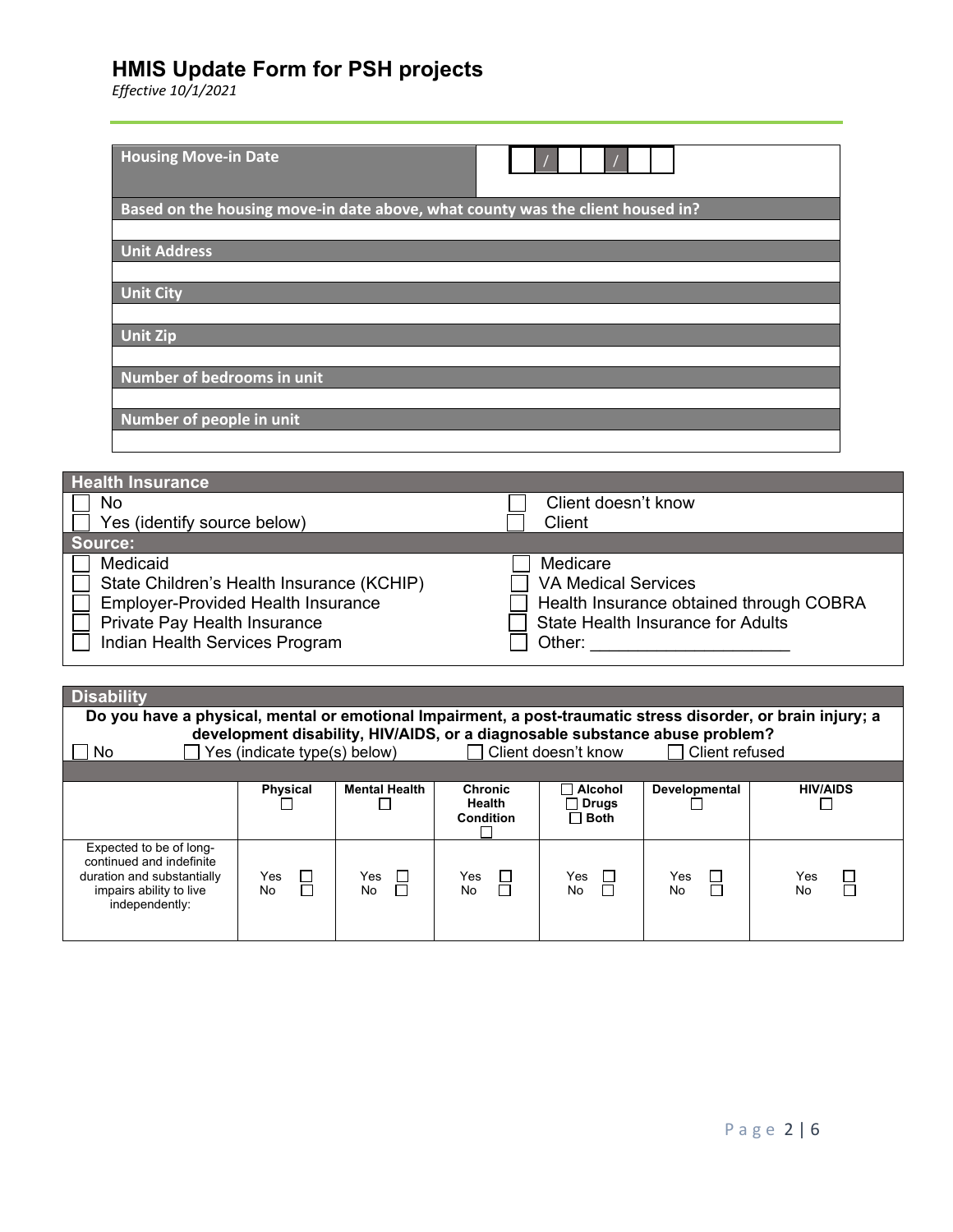# HMIS Update Form for PSH projects

*Effective 10/1/2021*

| | |
|---|---|
| **Housing Move-in Date** | \_\_ \_\_ / \_\_ \_\_ / \_\_ \_\_ |
| **Based on the housing move-in date above, what county was the client housed in?** | |
| | |
| **Unit Address** | |
| | |
| **Unit City** | |
| | |
| **Unit Zip** | |
| | |
| **Number of bedrooms in unit** | |
| | |
| **Number of people in unit** | |
| | |

## Health Insurance

| | |
|---|---|
| ☐ No | ☐ Client doesn't know |
| ☐ Yes (identify source below) | ☐ Client |

**Source:**

| | |
|---|---|
| ☐ Medicaid | ☐ Medicare |
| ☐ State Children's Health Insurance (KCHIP) | ☐ VA Medical Services |
| ☐ Employer-Provided Health Insurance | ☐ Health Insurance obtained through COBRA |
| ☐ Private Pay Health Insurance | ☐ State Health Insurance for Adults |
| ☐ Indian Health Services Program | ☐ Other: \_\_\_\_\_\_\_\_\_\_\_\_\_\_\_\_\_\_\_\_ |

## Disability

**Do you have a physical, mental or emotional Impairment, a post-traumatic stress disorder, or brain injury; a development disability, HIV/AIDS, or a diagnosable substance abuse problem?**

☐ No ☐ Yes (indicate type(s) below) ☐ Client doesn't know ☐ Client refused

| | Physical ☐ | Mental Health ☐ | Chronic Health Condition ☐ | ☐ Alcohol ☐ Drugs ☐ Both | Developmental ☐ | HIV/AIDS ☐ |
|---|---|---|---|---|---|---|
| Expected to be of long-continued and indefinite duration and substantially impairs ability to live independently: | Yes ☐ No ☐ | Yes ☐ No ☐ | Yes ☐ No ☐ | Yes ☐ No ☐ | Yes ☐ No ☐ | Yes ☐ No ☐ |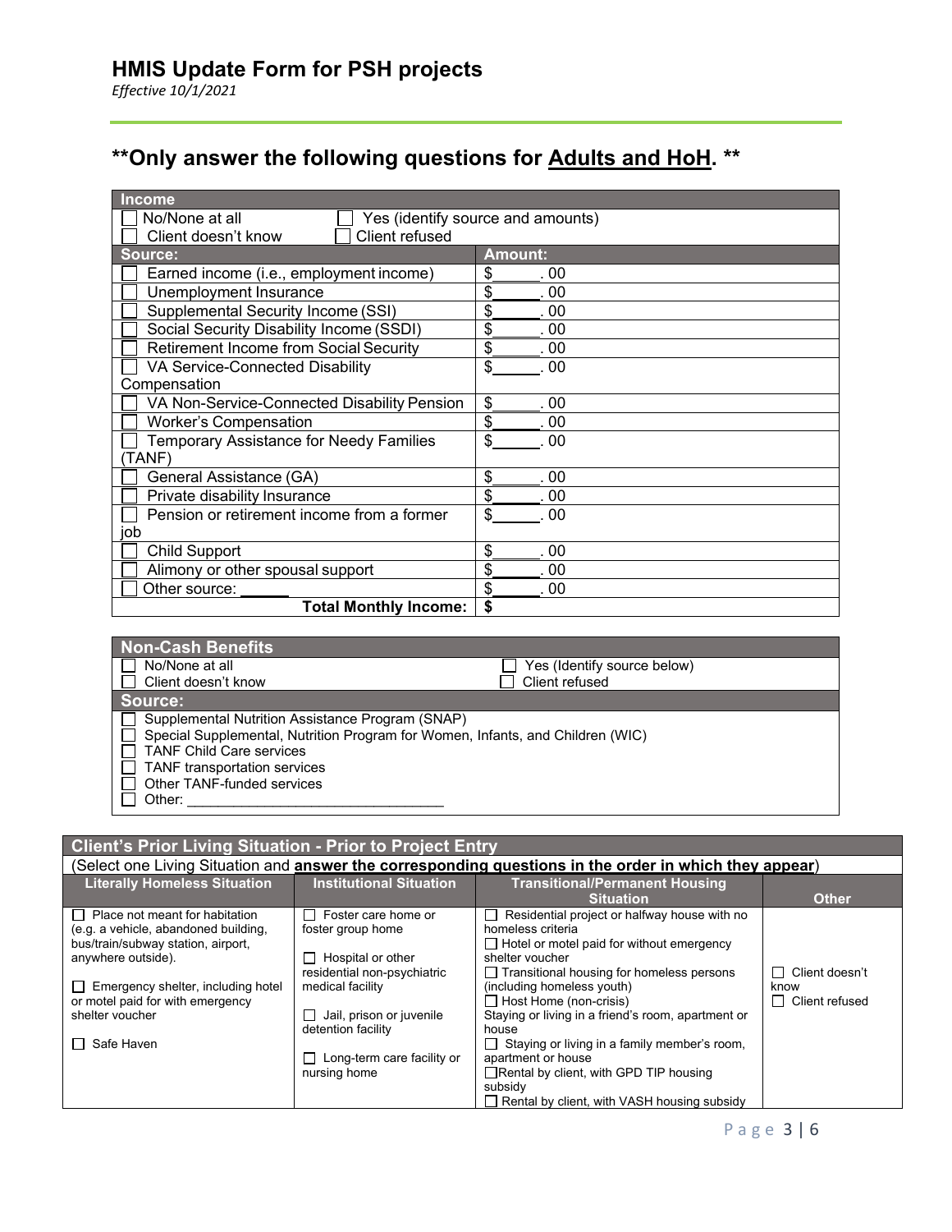# HMIS Update Form for PSH projects

*Effective 10/1/2021*

## **Only answer the following questions for <u>Adults and HoH</u>. **

| Income | |
|---|---|
| ☐ No/None at all ☐ Yes (identify source and amounts) | |
| ☐ Client doesn't know ☐ Client refused | |
| **Source:** | **Amount:** |
| ☐ Earned income (i.e., employment income) | $______. 00 |
| ☐ Unemployment Insurance | $______. 00 |
| ☐ Supplemental Security Income (SSI) | $______. 00 |
| ☐ Social Security Disability Income (SSDI) | $______. 00 |
| ☐ Retirement Income from Social Security | $______. 00 |
| ☐ VA Service-Connected Disability Compensation | $______. 00 |
| ☐ VA Non-Service-Connected Disability Pension | $______. 00 |
| ☐ Worker's Compensation | $______. 00 |
| ☐ Temporary Assistance for Needy Families (TANF) | $______. 00 |
| ☐ General Assistance (GA) | $______. 00 |
| ☐ Private disability Insurance | $______. 00 |
| ☐ Pension or retirement income from a former job | $______. 00 |
| ☐ Child Support | $______. 00 |
| ☐ Alimony or other spousal support | $______. 00 |
| ☐ Other source: ______ | $______. 00 |
| **Total Monthly Income:** | **$** |

| Non-Cash Benefits | |
|---|---|
| ☐ No/None at all | ☐ Yes (Identify source below) |
| ☐ Client doesn't know | ☐ Client refused |
| **Source:** | |
| ☐ Supplemental Nutrition Assistance Program (SNAP) | |
| ☐ Special Supplemental, Nutrition Program for Women, Infants, and Children (WIC) | |
| ☐ TANF Child Care services | |
| ☐ TANF transportation services | |
| ☐ Other TANF-funded services | |
| ☐ Other: ________________________________ | |

**Client's Prior Living Situation - Prior to Project Entry**

(Select one Living Situation and **answer the corresponding questions in the order in which they appear**)

| Literally Homeless Situation | Institutional Situation | Transitional/Permanent Housing Situation | Other |
|---|---|---|---|
| ☐ Place not meant for habitation (e.g. a vehicle, abandoned building, bus/train/subway station, airport, anywhere outside).<br><br>☐ Emergency shelter, including hotel or motel paid for with emergency shelter voucher<br><br>☐ Safe Haven | ☐ Foster care home or foster group home<br><br>☐ Hospital or other residential non-psychiatric medical facility<br><br>☐ Jail, prison or juvenile detention facility<br><br>☐ Long-term care facility or nursing home | ☐ Residential project or halfway house with no homeless criteria<br>☐ Hotel or motel paid for without emergency shelter voucher<br>☐ Transitional housing for homeless persons (including homeless youth)<br>☐ Host Home (non-crisis)<br>Staying or living in a friend's room, apartment or house<br>☐ Staying or living in a family member's room, apartment or house<br>☐ Rental by client, with GPD TIP housing subsidy<br>☐ Rental by client, with VASH housing subsidy | ☐ Client doesn't know<br>☐ Client refused |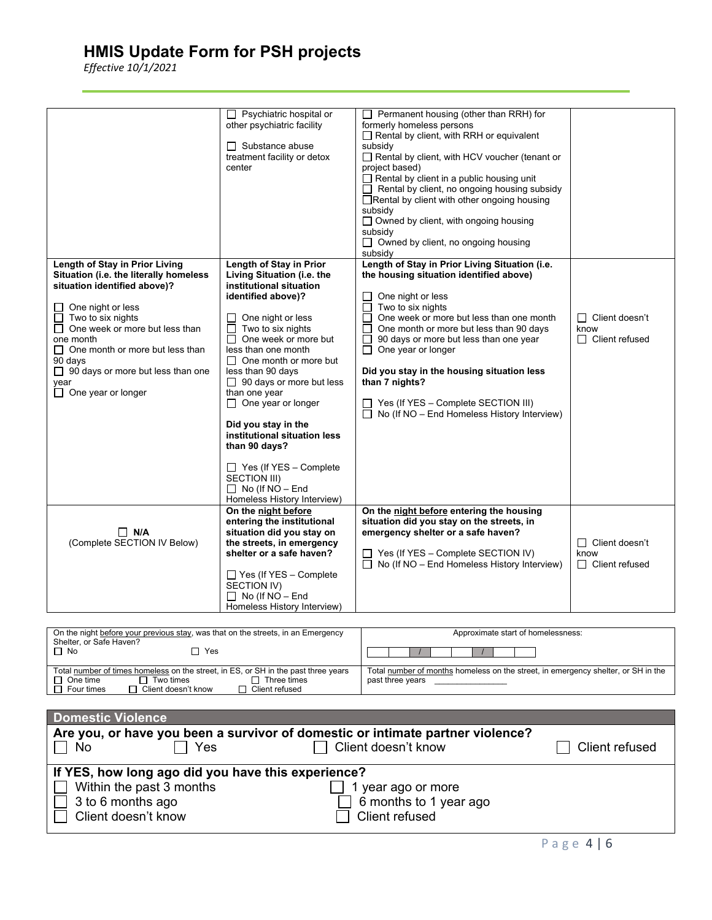# HMIS Update Form for PSH projects

*Effective 10/1/2021*

| | | | |
|---|---|---|---|
| | ☐ Psychiatric hospital or other psychiatric facility<br><br>☐ Substance abuse treatment facility or detox center | ☐ Permanent housing (other than RRH) for formerly homeless persons<br>☐ Rental by client, with RRH or equivalent subsidy<br>☐ Rental by client, with HCV voucher (tenant or project based)<br>☐ Rental by client in a public housing unit<br>☐ Rental by client, no ongoing housing subsidy<br>☐ Rental by client with other ongoing housing subsidy<br>☐ Owned by client, with ongoing housing subsidy<br>☐ Owned by client, no ongoing housing subsidy | |
| **Length of Stay in Prior Living Situation (i.e. the literally homeless situation identified above)?**<br><br>☐ One night or less<br>☐ Two to six nights<br>☐ One week or more but less than one month<br>☐ One month or more but less than 90 days<br>☐ 90 days or more but less than one year<br>☐ One year or longer | **Length of Stay in Prior Living Situation (i.e. the institutional situation identified above)?**<br><br>☐ One night or less<br>☐ Two to six nights<br>☐ One week or more but less than one month<br>☐ One month or more but less than 90 days<br>☐ 90 days or more but less than one year<br>☐ One year or longer<br><br>**Did you stay in the institutional situation less than 90 days?**<br><br>☐ Yes (If YES – Complete SECTION III)<br>☐ No (If NO – End Homeless History Interview) | **Length of Stay in Prior Living Situation (i.e. the housing situation identified above)**<br><br>☐ One night or less<br>☐ Two to six nights<br>☐ One week or more but less than one month<br>☐ One month or more but less than 90 days<br>☐ 90 days or more but less than one year<br>☐ One year or longer<br><br>**Did you stay in the housing situation less than 7 nights?**<br><br>☐ Yes (If YES – Complete SECTION III)<br>☐ No (If NO – End Homeless History Interview) | ☐ Client doesn't know<br>☐ Client refused |
| ☐ **N/A**<br>(Complete SECTION IV Below) | **On the night before entering the institutional situation did you stay on the streets, in emergency shelter or a safe haven?**<br><br>☐ Yes (If YES – Complete SECTION IV)<br>☐ No (If NO – End Homeless History Interview) | **On the night before entering the housing situation did you stay on the streets, in emergency shelter or a safe haven?**<br><br>☐ Yes (If YES – Complete SECTION IV)<br>☐ No (If NO – End Homeless History Interview) | ☐ Client doesn't know<br>☐ Client refused |

| | |
|---|---|
| On the night before your previous stay, was that on the streets, in an Emergency Shelter, or Safe Haven?<br>☐ No ☐ Yes | Approximate start of homelessness:<br>\_\_ \_\_ / \_\_ \_\_ / \_\_ \_\_ \_\_ \_\_ |
| Total number of times homeless on the street, in ES, or SH in the past three years<br>☐ One time ☐ Two times ☐ Three times<br>☐ Four times ☐ Client doesn't know ☐ Client refused | Total number of months homeless on the street, in emergency shelter, or SH in the past three years \_\_\_\_\_\_\_\_\_\_\_\_\_\_\_ |

## Domestic Violence

**Are you, or have you been a survivor of domestic or intimate partner violence?**

☐ No ☐ Yes ☐ Client doesn't know ☐ Client refused

**If YES, how long ago did you have this experience?**

☐ Within the past 3 months ☐ 1 year ago or more
☐ 3 to 6 months ago ☐ 6 months to 1 year ago
☐ Client doesn't know ☐ Client refused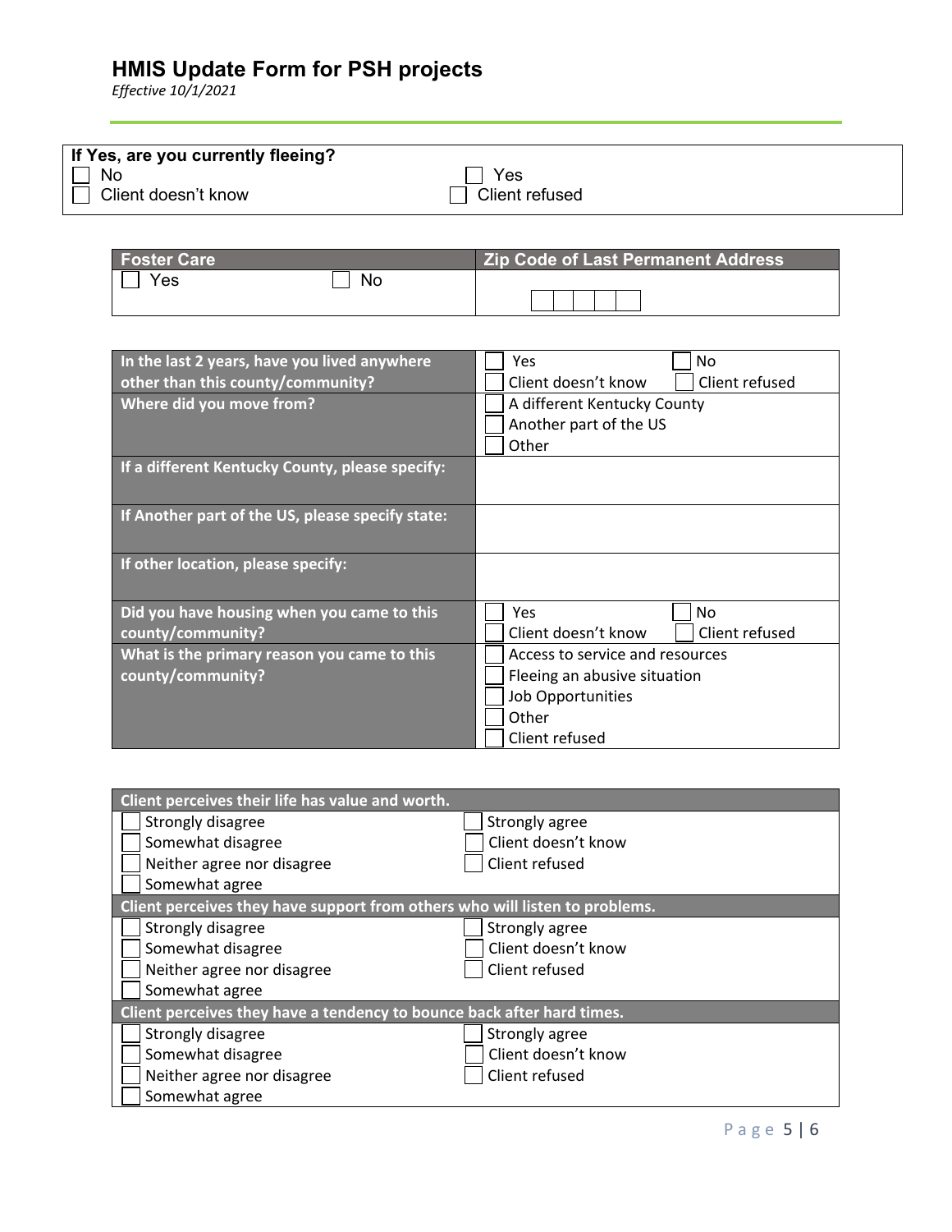# HMIS Update Form for PSH projects

*Effective 10/1/2021*

| If Yes, are you currently fleeing? | |
|---|---|
| ☐ No | ☐ Yes |
| ☐ Client doesn't know | ☐ Client refused |

| Foster Care | | Zip Code of Last Permanent Address |
|---|---|---|
| ☐ Yes | ☐ No | ☐☐☐☐☐ |

| | |
|---|---|
| In the last 2 years, have you lived anywhere other than this county/community? | ☐ Yes ☐ No ☐ Client doesn't know ☐ Client refused |
| Where did you move from? | ☐ A different Kentucky County ☐ Another part of the US ☐ Other |
| If a different Kentucky County, please specify: | |
| If Another part of the US, please specify state: | |
| If other location, please specify: | |
| Did you have housing when you came to this county/community? | ☐ Yes ☐ No ☐ Client doesn't know ☐ Client refused |
| What is the primary reason you came to this county/community? | ☐ Access to service and resources ☐ Fleeing an abusive situation ☐ Job Opportunities ☐ Other ☐ Client refused |

| Client perceives their life has value and worth. | |
|---|---|
| ☐ Strongly disagree | ☐ Strongly agree |
| ☐ Somewhat disagree | ☐ Client doesn't know |
| ☐ Neither agree nor disagree | ☐ Client refused |
| ☐ Somewhat agree | |
| **Client perceives they have support from others who will listen to problems.** | |
| ☐ Strongly disagree | ☐ Strongly agree |
| ☐ Somewhat disagree | ☐ Client doesn't know |
| ☐ Neither agree nor disagree | ☐ Client refused |
| ☐ Somewhat agree | |
| **Client perceives they have a tendency to bounce back after hard times.** | |
| ☐ Strongly disagree | ☐ Strongly agree |
| ☐ Somewhat disagree | ☐ Client doesn't know |
| ☐ Neither agree nor disagree | ☐ Client refused |
| ☐ Somewhat agree | |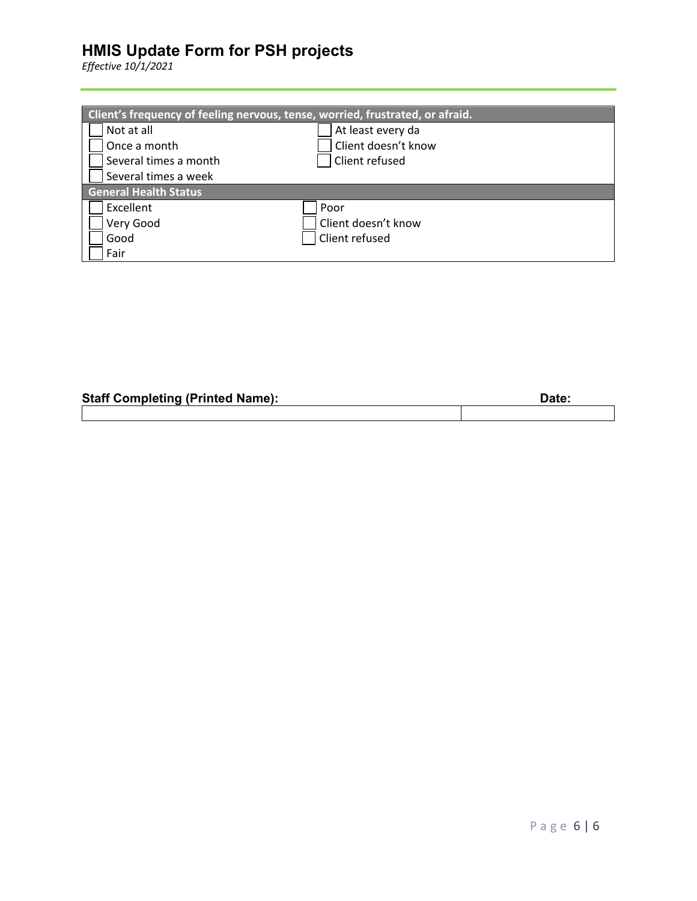# HMIS Update Form for PSH projects

*Effective 10/1/2021*

| Client's frequency of feeling nervous, tense, worried, frustrated, or afraid. | |
|---|---|
| ☐ Not at all | ☐ At least every da |
| ☐ Once a month | ☐ Client doesn't know |
| ☐ Several times a month | ☐ Client refused |
| ☐ Several times a week | |

| General Health Status | |
|---|---|
| ☐ Excellent | ☐ Poor |
| ☐ Very Good | ☐ Client doesn't know |
| ☐ Good | ☐ Client refused |
| ☐ Fair | |

| Staff Completing (Printed Name): | Date: |
|---|---|
| | |